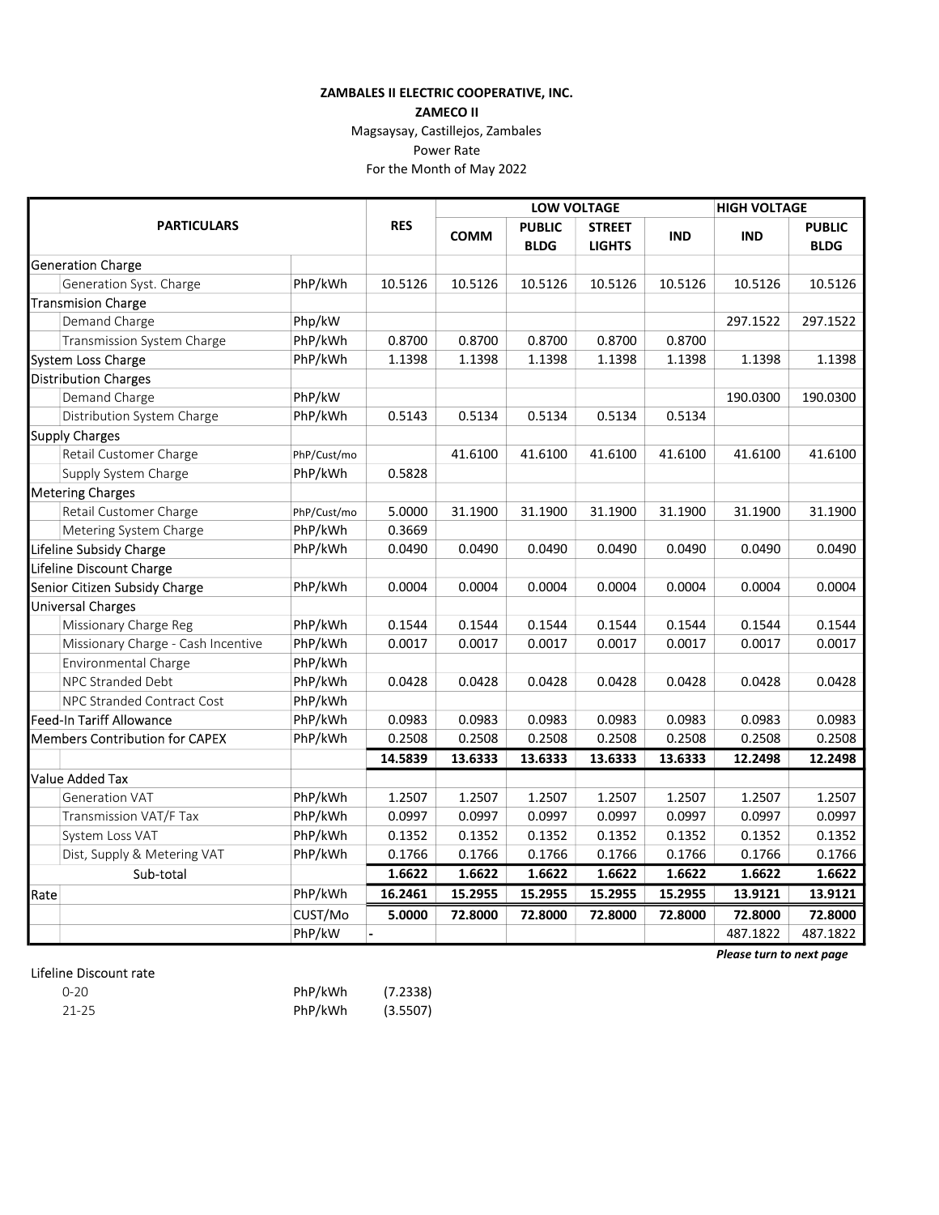**ZAMBALES II ELECTRIC COOPERATIVE, INC.**

**ZAMECO II**

Magsaysay, Castillejos, Zambales

Power Rate

For the Month of May 2022

| PARTICULARS | | | RES | LOW VOLTAGE | | | | HIGH VOLTAGE | |
|---|---|---|---|---|---|---|---|---|---|
| | | | | COMM | PUBLIC BLDG | STREET LIGHTS | IND | IND | PUBLIC BLDG |
| Generation Charge | | | | | | | | | |
| | Generation Syst. Charge | PhP/kWh | 10.5126 | 10.5126 | 10.5126 | 10.5126 | 10.5126 | 10.5126 | 10.5126 |
| Transmision Charge | | | | | | | | | |
| | Demand Charge | Php/kW | | | | | | 297.1522 | 297.1522 |
| | Transmission System Charge | PhP/kWh | 0.8700 | 0.8700 | 0.8700 | 0.8700 | 0.8700 | | |
| System Loss Charge | | PhP/kWh | 1.1398 | 1.1398 | 1.1398 | 1.1398 | 1.1398 | 1.1398 | 1.1398 |
| Distribution Charges | | | | | | | | | |
| | Demand Charge | PhP/kW | | | | | | 190.0300 | 190.0300 |
| | Distribution System Charge | PhP/kWh | 0.5143 | 0.5134 | 0.5134 | 0.5134 | 0.5134 | | |
| Supply Charges | | | | | | | | | |
| | Retail Customer Charge | PhP/Cust/mo | | 41.6100 | 41.6100 | 41.6100 | 41.6100 | 41.6100 | 41.6100 |
| | Supply System Charge | PhP/kWh | 0.5828 | | | | | | |
| Metering Charges | | | | | | | | | |
| | Retail Customer Charge | PhP/Cust/mo | 5.0000 | 31.1900 | 31.1900 | 31.1900 | 31.1900 | 31.1900 | 31.1900 |
| | Metering System Charge | PhP/kWh | 0.3669 | | | | | | |
| Lifeline Subsidy Charge | | PhP/kWh | 0.0490 | 0.0490 | 0.0490 | 0.0490 | 0.0490 | 0.0490 | 0.0490 |
| Lifeline Discount Charge | | | | | | | | | |
| Senior Citizen Subsidy Charge | | PhP/kWh | 0.0004 | 0.0004 | 0.0004 | 0.0004 | 0.0004 | 0.0004 | 0.0004 |
| Universal Charges | | | | | | | | | |
| | Missionary Charge Reg | PhP/kWh | 0.1544 | 0.1544 | 0.1544 | 0.1544 | 0.1544 | 0.1544 | 0.1544 |
| | Missionary Charge - Cash Incentive | PhP/kWh | 0.0017 | 0.0017 | 0.0017 | 0.0017 | 0.0017 | 0.0017 | 0.0017 |
| | Environmental Charge | PhP/kWh | | | | | | | |
| | NPC Stranded Debt | PhP/kWh | 0.0428 | 0.0428 | 0.0428 | 0.0428 | 0.0428 | 0.0428 | 0.0428 |
| | NPC Stranded Contract Cost | PhP/kWh | | | | | | | |
| Feed-In Tariff Allowance | | PhP/kWh | 0.0983 | 0.0983 | 0.0983 | 0.0983 | 0.0983 | 0.0983 | 0.0983 |
| Members Contribution for CAPEX | | PhP/kWh | 0.2508 | 0.2508 | 0.2508 | 0.2508 | 0.2508 | 0.2508 | 0.2508 |
| | | | **14.5839** | **13.6333** | **13.6333** | **13.6333** | **13.6333** | **12.2498** | **12.2498** |
| Value Added Tax | | | | | | | | | |
| | Generation VAT | PhP/kWh | 1.2507 | 1.2507 | 1.2507 | 1.2507 | 1.2507 | 1.2507 | 1.2507 |
| | Transmission VAT/F Tax | PhP/kWh | 0.0997 | 0.0997 | 0.0997 | 0.0997 | 0.0997 | 0.0997 | 0.0997 |
| | System Loss VAT | PhP/kWh | 0.1352 | 0.1352 | 0.1352 | 0.1352 | 0.1352 | 0.1352 | 0.1352 |
| | Dist, Supply & Metering VAT | PhP/kWh | 0.1766 | 0.1766 | 0.1766 | 0.1766 | 0.1766 | 0.1766 | 0.1766 |
| | Sub-total | | **1.6622** | **1.6622** | **1.6622** | **1.6622** | **1.6622** | **1.6622** | **1.6622** |
| Rate | | PhP/kWh | **16.2461** | **15.2955** | **15.2955** | **15.2955** | **15.2955** | **13.9121** | **13.9121** |
| | | CUST/Mo | **5.0000** | **72.8000** | **72.8000** | **72.8000** | **72.8000** | **72.8000** | **72.8000** |
| | | PhP/kW | - | | | | | 487.1822 | 487.1822 |

***Please turn to next page***

Lifeline Discount rate

| | | |
|---|---|---|
| 0-20 | PhP/kWh | (7.2338) |
| 21-25 | PhP/kWh | (3.5507) |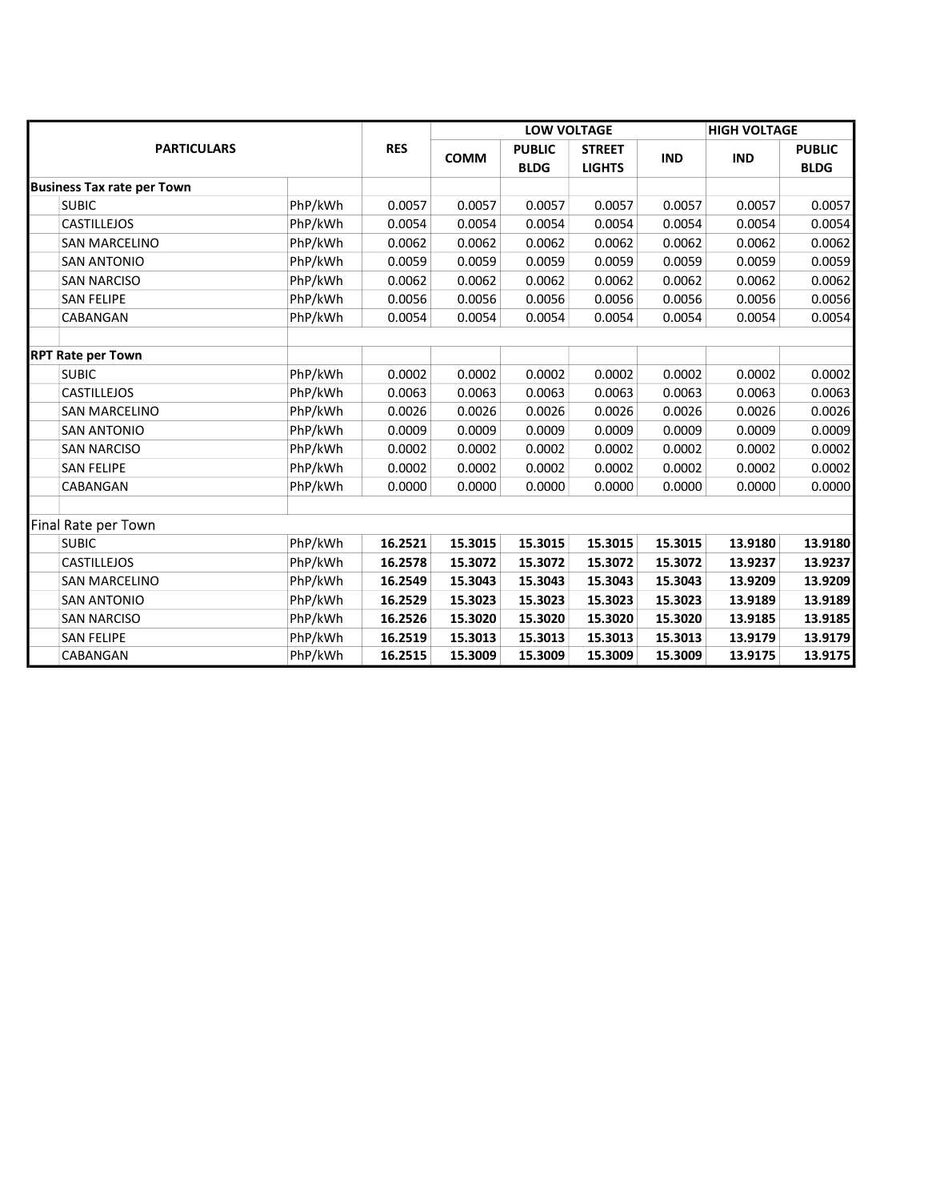| PARTICULARS | | RES | LOW VOLTAGE | | | | HIGH VOLTAGE | |
|---|---|---|---|---|---|---|---|---|
| | | | COMM | PUBLIC BLDG | STREET LIGHTS | IND | IND | PUBLIC BLDG |
| **Business Tax rate per Town** | | | | | | | | |
| SUBIC | PhP/kWh | 0.0057 | 0.0057 | 0.0057 | 0.0057 | 0.0057 | 0.0057 | 0.0057 |
| CASTILLEJOS | PhP/kWh | 0.0054 | 0.0054 | 0.0054 | 0.0054 | 0.0054 | 0.0054 | 0.0054 |
| SAN MARCELINO | PhP/kWh | 0.0062 | 0.0062 | 0.0062 | 0.0062 | 0.0062 | 0.0062 | 0.0062 |
| SAN ANTONIO | PhP/kWh | 0.0059 | 0.0059 | 0.0059 | 0.0059 | 0.0059 | 0.0059 | 0.0059 |
| SAN NARCISO | PhP/kWh | 0.0062 | 0.0062 | 0.0062 | 0.0062 | 0.0062 | 0.0062 | 0.0062 |
| SAN FELIPE | PhP/kWh | 0.0056 | 0.0056 | 0.0056 | 0.0056 | 0.0056 | 0.0056 | 0.0056 |
| CABANGAN | PhP/kWh | 0.0054 | 0.0054 | 0.0054 | 0.0054 | 0.0054 | 0.0054 | 0.0054 |
| | | | | | | | | |
| **RPT Rate per Town** | | | | | | | | |
| SUBIC | PhP/kWh | 0.0002 | 0.0002 | 0.0002 | 0.0002 | 0.0002 | 0.0002 | 0.0002 |
| CASTILLEJOS | PhP/kWh | 0.0063 | 0.0063 | 0.0063 | 0.0063 | 0.0063 | 0.0063 | 0.0063 |
| SAN MARCELINO | PhP/kWh | 0.0026 | 0.0026 | 0.0026 | 0.0026 | 0.0026 | 0.0026 | 0.0026 |
| SAN ANTONIO | PhP/kWh | 0.0009 | 0.0009 | 0.0009 | 0.0009 | 0.0009 | 0.0009 | 0.0009 |
| SAN NARCISO | PhP/kWh | 0.0002 | 0.0002 | 0.0002 | 0.0002 | 0.0002 | 0.0002 | 0.0002 |
| SAN FELIPE | PhP/kWh | 0.0002 | 0.0002 | 0.0002 | 0.0002 | 0.0002 | 0.0002 | 0.0002 |
| CABANGAN | PhP/kWh | 0.0000 | 0.0000 | 0.0000 | 0.0000 | 0.0000 | 0.0000 | 0.0000 |
| | | | | | | | | |
| Final Rate per Town | | | | | | | | |
| SUBIC | PhP/kWh | **16.2521** | **15.3015** | **15.3015** | **15.3015** | **15.3015** | **13.9180** | **13.9180** |
| CASTILLEJOS | PhP/kWh | **16.2578** | **15.3072** | **15.3072** | **15.3072** | **15.3072** | **13.9237** | **13.9237** |
| SAN MARCELINO | PhP/kWh | **16.2549** | **15.3043** | **15.3043** | **15.3043** | **15.3043** | **13.9209** | **13.9209** |
| SAN ANTONIO | PhP/kWh | **16.2529** | **15.3023** | **15.3023** | **15.3023** | **15.3023** | **13.9189** | **13.9189** |
| SAN NARCISO | PhP/kWh | **16.2526** | **15.3020** | **15.3020** | **15.3020** | **15.3020** | **13.9185** | **13.9185** |
| SAN FELIPE | PhP/kWh | **16.2519** | **15.3013** | **15.3013** | **15.3013** | **15.3013** | **13.9179** | **13.9179** |
| CABANGAN | PhP/kWh | **16.2515** | **15.3009** | **15.3009** | **15.3009** | **15.3009** | **13.9175** | **13.9175** |